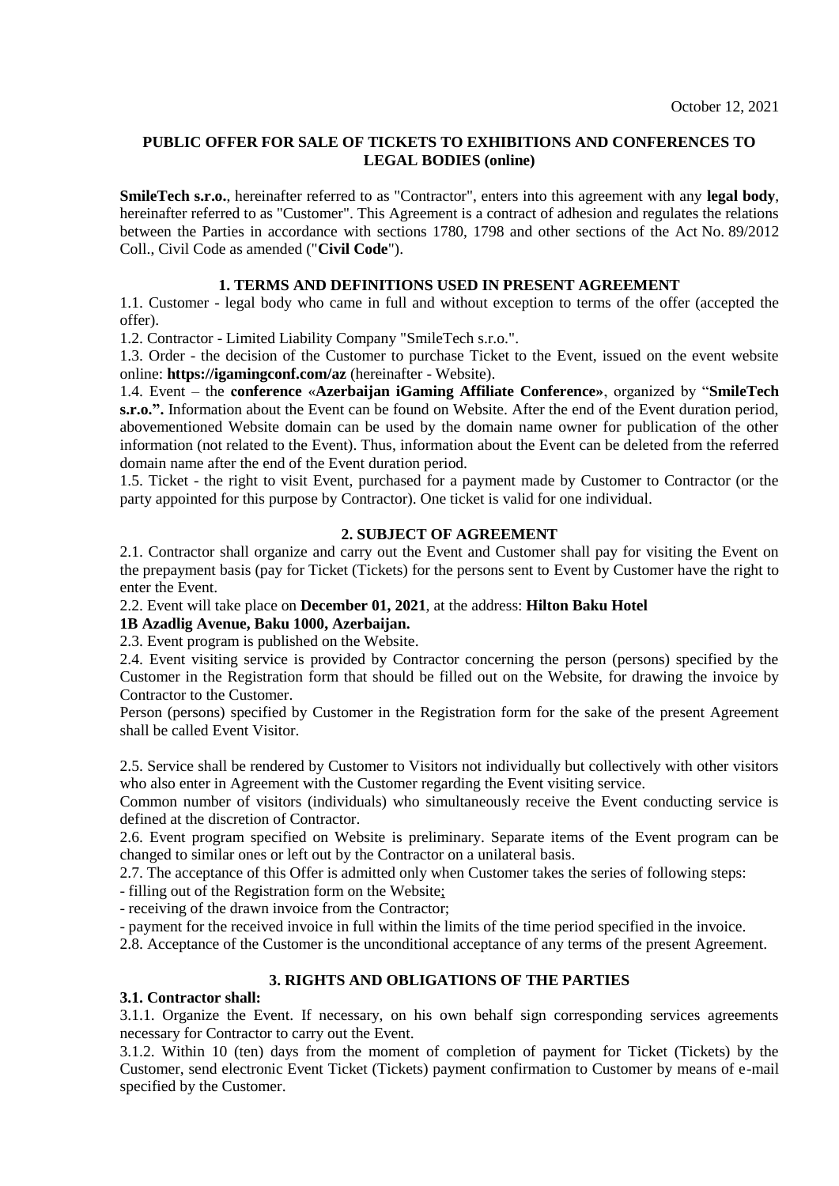October 12, 2021

## PUBLIC OFFER FOR SALE OF TICKETS TO EXHIBITIONS AND CONFERENCES TO LEGAL BODIES (online)

**SmileTech s.r.o.**, hereinafter referred to as "Contractor", enters into this agreement with any **legal body**, hereinafter referred to as "Customer". This Agreement is a contract of adhesion and regulates the relations between the Parties in accordance with sections 1780, 1798 and other sections of the Act No. 89/2012 Coll., Civil Code as amended ("**Civil Code**").

### 1. TERMS AND DEFINITIONS USED IN PRESENT AGREEMENT

1.1. Customer - legal body who came in full and without exception to terms of the offer (accepted the offer).

1.2. Contractor - Limited Liability Company "SmileTech s.r.o.".

1.3. Order - the decision of the Customer to purchase Ticket to the Event, issued on the event website online: **https://igamingconf.com/az** (hereinafter - Website).

1.4. Event – the **conference** «**Azerbaijan iGaming Affiliate Conference»**, organized by "**SmileTech s.r.o.".** Information about the Event can be found on Website. After the end of the Event duration period, abovementioned Website domain can be used by the domain name owner for publication of the other information (not related to the Event). Thus, information about the Event can be deleted from the referred domain name after the end of the Event duration period.

1.5. Ticket - the right to visit Event, purchased for a payment made by Customer to Contractor (or the party appointed for this purpose by Contractor). One ticket is valid for one individual.

### 2. SUBJECT OF AGREEMENT

2.1. Contractor shall organize and carry out the Event and Customer shall pay for visiting the Event on the prepayment basis (pay for Ticket (Tickets) for the persons sent to Event by Customer have the right to enter the Event.

2.2. Event will take place on **December 01, 2021**, at the address: **Hilton Baku Hotel 1B Azadlig Avenue, Baku 1000, Azerbaijan.**

2.3. Event program is published on the Website.

2.4. Event visiting service is provided by Contractor concerning the person (persons) specified by the Customer in the Registration form that should be filled out on the Website, for drawing the invoice by Contractor to the Customer.

Person (persons) specified by Customer in the Registration form for the sake of the present Agreement shall be called Event Visitor.

2.5. Service shall be rendered by Customer to Visitors not individually but collectively with other visitors who also enter in Agreement with the Customer regarding the Event visiting service.

Common number of visitors (individuals) who simultaneously receive the Event conducting service is defined at the discretion of Contractor.

2.6. Event program specified on Website is preliminary. Separate items of the Event program can be changed to similar ones or left out by the Contractor on a unilateral basis.

2.7. The acceptance of this Offer is admitted only when Customer takes the series of following steps:

- filling out of the Registration form on the Website;
- receiving of the drawn invoice from the Contractor;
- payment for the received invoice in full within the limits of the time period specified in the invoice.

2.8. Acceptance of the Customer is the unconditional acceptance of any terms of the present Agreement.

### 3. RIGHTS AND OBLIGATIONS OF THE PARTIES

**3.1. Contractor shall:**

3.1.1. Organize the Event. If necessary, on his own behalf sign corresponding services agreements necessary for Contractor to carry out the Event.

3.1.2. Within 10 (ten) days from the moment of completion of payment for Ticket (Tickets) by the Customer, send electronic Event Ticket (Tickets) payment confirmation to Customer by means of e-mail specified by the Customer.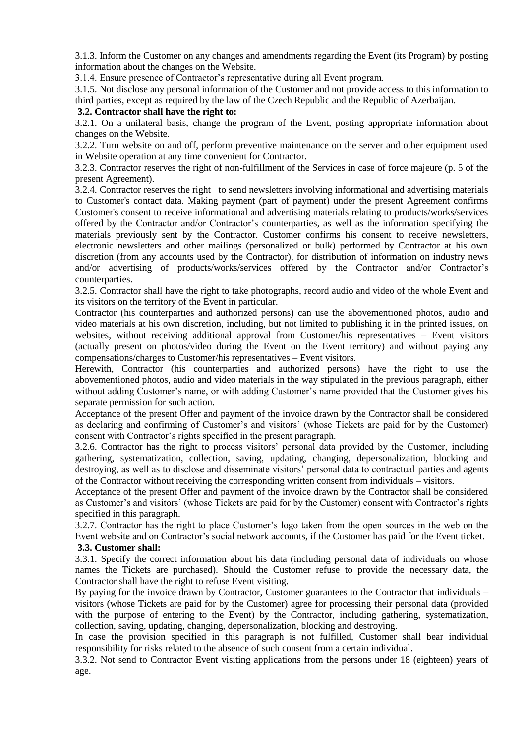3.1.3. Inform the Customer on any changes and amendments regarding the Event (its Program) by posting information about the changes on the Website.

3.1.4. Ensure presence of Contractor's representative during all Event program.

3.1.5. Not disclose any personal information of the Customer and not provide access to this information to third parties, except as required by the law of the Czech Republic and the Republic of Azerbaijan.

**3.2. Contractor shall have the right to:**

3.2.1. On a unilateral basis, change the program of the Event, posting appropriate information about changes on the Website.

3.2.2. Turn website on and off, perform preventive maintenance on the server and other equipment used in Website operation at any time convenient for Contractor.

3.2.3. Contractor reserves the right of non-fulfillment of the Services in case of force majeure (p. 5 of the present Agreement).

3.2.4. Contractor reserves the right to send newsletters involving informational and advertising materials to Customer's contact data. Making payment (part of payment) under the present Agreement confirms Customer's consent to receive informational and advertising materials relating to products/works/services offered by the Contractor and/or Contractor's counterparties, as well as the information specifying the materials previously sent by the Contractor. Customer confirms his consent to receive newsletters, electronic newsletters and other mailings (personalized or bulk) performed by Contractor at his own discretion (from any accounts used by the Contractor), for distribution of information on industry news and/or advertising of products/works/services offered by the Contractor and/or Contractor's counterparties.

3.2.5. Contractor shall have the right to take photographs, record audio and video of the whole Event and its visitors on the territory of the Event in particular.

Contractor (his counterparties and authorized persons) can use the abovementioned photos, audio and video materials at his own discretion, including, but not limited to publishing it in the printed issues, on websites, without receiving additional approval from Customer/his representatives – Event visitors (actually present on photos/video during the Event on the Event territory) and without paying any compensations/charges to Customer/his representatives – Event visitors.

Herewith, Contractor (his counterparties and authorized persons) have the right to use the abovementioned photos, audio and video materials in the way stipulated in the previous paragraph, either without adding Customer's name, or with adding Customer's name provided that the Customer gives his separate permission for such action.

Acceptance of the present Offer and payment of the invoice drawn by the Contractor shall be considered as declaring and confirming of Customer's and visitors' (whose Tickets are paid for by the Customer) consent with Contractor's rights specified in the present paragraph.

3.2.6. Contractor has the right to process visitors' personal data provided by the Customer, including gathering, systematization, collection, saving, updating, changing, depersonalization, blocking and destroying, as well as to disclose and disseminate visitors' personal data to contractual parties and agents of the Contractor without receiving the corresponding written consent from individuals – visitors.

Acceptance of the present Offer and payment of the invoice drawn by the Contractor shall be considered as Customer's and visitors' (whose Tickets are paid for by the Customer) consent with Contractor's rights specified in this paragraph.

3.2.7. Contractor has the right to place Customer's logo taken from the open sources in the web on the Event website and on Contractor's social network accounts, if the Customer has paid for the Event ticket.

**3.3. Customer shall:**

3.3.1. Specify the correct information about his data (including personal data of individuals on whose names the Tickets are purchased). Should the Customer refuse to provide the necessary data, the Contractor shall have the right to refuse Event visiting.

By paying for the invoice drawn by Contractor, Customer guarantees to the Contractor that individuals – visitors (whose Tickets are paid for by the Customer) agree for processing their personal data (provided with the purpose of entering to the Event) by the Contractor, including gathering, systematization, collection, saving, updating, changing, depersonalization, blocking and destroying.

In case the provision specified in this paragraph is not fulfilled, Customer shall bear individual responsibility for risks related to the absence of such consent from a certain individual.

3.3.2. Not send to Contractor Event visiting applications from the persons under 18 (eighteen) years of age.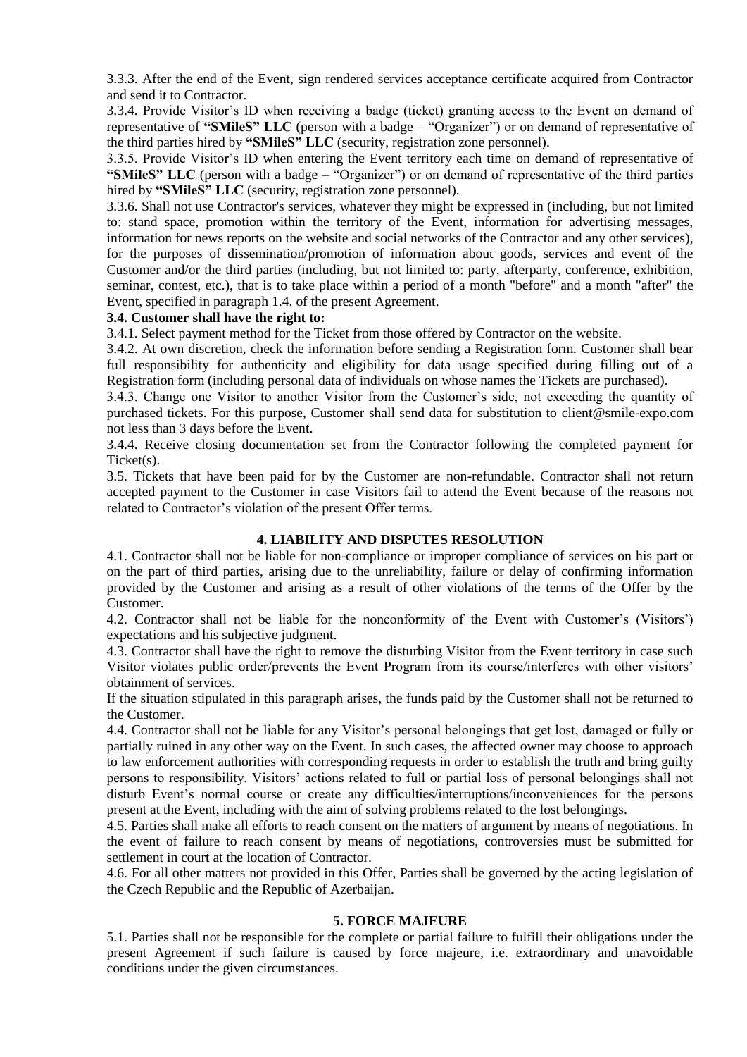3.3.3. After the end of the Event, sign rendered services acceptance certificate acquired from Contractor and send it to Contractor.

3.3.4. Provide Visitor's ID when receiving a badge (ticket) granting access to the Event on demand of representative of **"SMileS" LLC** (person with a badge – "Organizer") or on demand of representative of the third parties hired by **"SMileS" LLC** (security, registration zone personnel).

3.3.5. Provide Visitor's ID when entering the Event territory each time on demand of representative of **"SMileS" LLC** (person with a badge – "Organizer") or on demand of representative of the third parties hired by **"SMileS" LLC** (security, registration zone personnel).

3.3.6. Shall not use Contractor's services, whatever they might be expressed in (including, but not limited to: stand space, promotion within the territory of the Event, information for advertising messages, information for news reports on the website and social networks of the Contractor and any other services), for the purposes of dissemination/promotion of information about goods, services and event of the Customer and/or the third parties (including, but not limited to: party, afterparty, conference, exhibition, seminar, contest, etc.), that is to take place within a period of a month "before" and a month "after" the Event, specified in paragraph 1.4. of the present Agreement.

**3.4. Customer shall have the right to:**

3.4.1. Select payment method for the Ticket from those offered by Contractor on the website.

3.4.2. At own discretion, check the information before sending a Registration form. Customer shall bear full responsibility for authenticity and eligibility for data usage specified during filling out of a Registration form (including personal data of individuals on whose names the Tickets are purchased).

3.4.3. Change one Visitor to another Visitor from the Customer's side, not exceeding the quantity of purchased tickets. For this purpose, Customer shall send data for substitution to client@smile-expo.com not less than 3 days before the Event.

3.4.4. Receive closing documentation set from the Contractor following the completed payment for Ticket(s).

3.5. Tickets that have been paid for by the Customer are non-refundable. Contractor shall not return accepted payment to the Customer in case Visitors fail to attend the Event because of the reasons not related to Contractor's violation of the present Offer terms.

## 4. LIABILITY AND DISPUTES RESOLUTION

4.1. Contractor shall not be liable for non-compliance or improper compliance of services on his part or on the part of third parties, arising due to the unreliability, failure or delay of confirming information provided by the Customer and arising as a result of other violations of the terms of the Offer by the Customer.

4.2. Contractor shall not be liable for the nonconformity of the Event with Customer's (Visitors') expectations and his subjective judgment.

4.3. Contractor shall have the right to remove the disturbing Visitor from the Event territory in case such Visitor violates public order/prevents the Event Program from its course/interferes with other visitors' obtainment of services.

If the situation stipulated in this paragraph arises, the funds paid by the Customer shall not be returned to the Customer.

4.4. Contractor shall not be liable for any Visitor's personal belongings that get lost, damaged or fully or partially ruined in any other way on the Event. In such cases, the affected owner may choose to approach to law enforcement authorities with corresponding requests in order to establish the truth and bring guilty persons to responsibility. Visitors' actions related to full or partial loss of personal belongings shall not disturb Event's normal course or create any difficulties/interruptions/inconveniences for the persons present at the Event, including with the aim of solving problems related to the lost belongings.

4.5. Parties shall make all efforts to reach consent on the matters of argument by means of negotiations. In the event of failure to reach consent by means of negotiations, controversies must be submitted for settlement in court at the location of Contractor.

4.6. For all other matters not provided in this Offer, Parties shall be governed by the acting legislation of the Czech Republic and the Republic of Azerbaijan.

## 5. FORCE MAJEURE

5.1. Parties shall not be responsible for the complete or partial failure to fulfill their obligations under the present Agreement if such failure is caused by force majeure, i.e. extraordinary and unavoidable conditions under the given circumstances.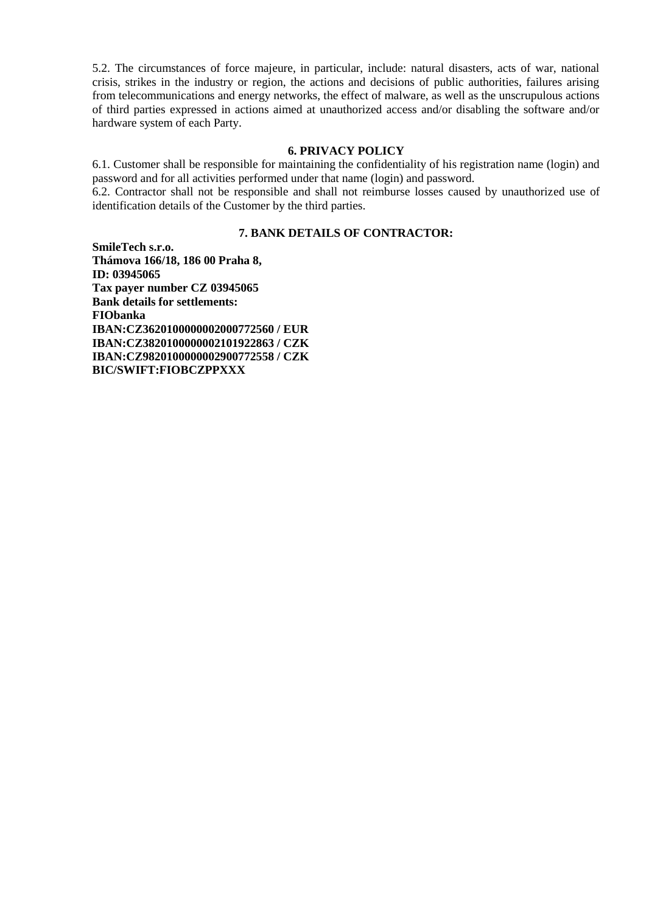5.2. The circumstances of force majeure, in particular, include: natural disasters, acts of war, national crisis, strikes in the industry or region, the actions and decisions of public authorities, failures arising from telecommunications and energy networks, the effect of malware, as well as the unscrupulous actions of third parties expressed in actions aimed at unauthorized access and/or disabling the software and/or hardware system of each Party.

## 6. PRIVACY POLICY

6.1. Customer shall be responsible for maintaining the confidentiality of his registration name (login) and password and for all activities performed under that name (login) and password.
6.2. Contractor shall not be responsible and shall not reimburse losses caused by unauthorized use of identification details of the Customer by the third parties.

## 7. BANK DETAILS OF CONTRACTOR:

**SmileTech s.r.o.**
**Thámova 166/18, 186 00 Praha 8,**
**ID: 03945065**
**Tax payer number CZ 03945065**
**Bank details for settlements:**
**FIObanka**
**IBAN:CZ3620100000002000772560 / EUR**
**IBAN:CZ3820100000002101922863 / CZK**
**IBAN:CZ9820100000002900772558 / CZK**
**BIC/SWIFT:FIOBCZPPXXX**